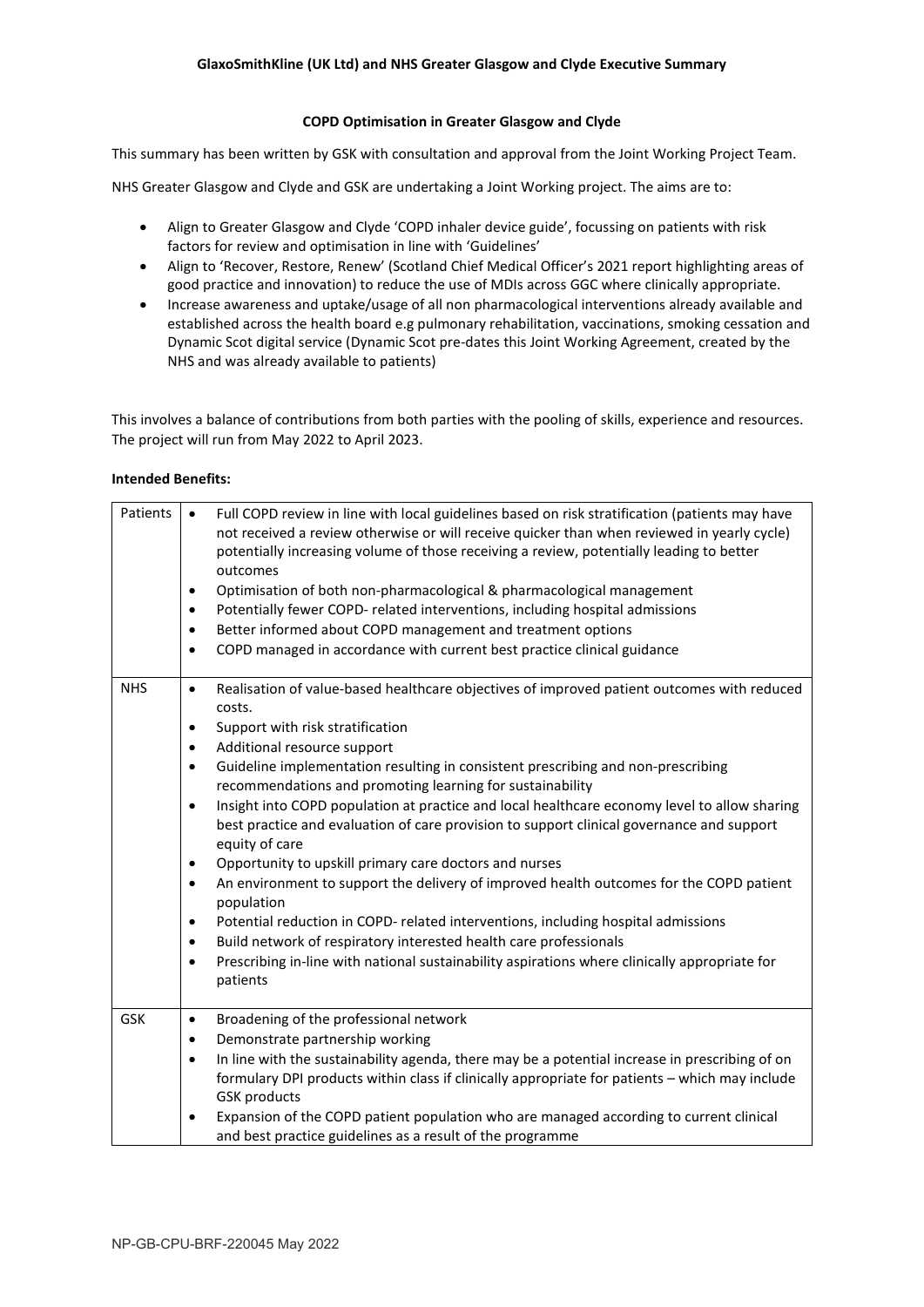**GlaxoSmithKline (UK Ltd) and NHS Greater Glasgow and Clyde Executive Summary**

**COPD Optimisation in Greater Glasgow and Clyde**

This summary has been written by GSK with consultation and approval from the Joint Working Project Team.

NHS Greater Glasgow and Clyde and GSK are undertaking a Joint Working project. The aims are to:

- Align to Greater Glasgow and Clyde 'COPD inhaler device guide', focussing on patients with risk factors for review and optimisation in line with 'Guidelines'
- Align to 'Recover, Restore, Renew' (Scotland Chief Medical Officer's 2021 report highlighting areas of good practice and innovation) to reduce the use of MDIs across GGC where clinically appropriate.
- Increase awareness and uptake/usage of all non pharmacological interventions already available and established across the health board e.g pulmonary rehabilitation, vaccinations, smoking cessation and Dynamic Scot digital service (Dynamic Scot pre-dates this Joint Working Agreement, created by the NHS and was already available to patients)

This involves a balance of contributions from both parties with the pooling of skills, experience and resources. The project will run from May 2022 to April 2023.

**Intended Benefits:**

| | |
|---|---|
| Patients | • Full COPD review in line with local guidelines based on risk stratification (patients may have not received a review otherwise or will receive quicker than when reviewed in yearly cycle) potentially increasing volume of those receiving a review, potentially leading to better outcomes<br>• Optimisation of both non-pharmacological & pharmacological management<br>• Potentially fewer COPD- related interventions, including hospital admissions<br>• Better informed about COPD management and treatment options<br>• COPD managed in accordance with current best practice clinical guidance |
| NHS | • Realisation of value-based healthcare objectives of improved patient outcomes with reduced costs.<br>• Support with risk stratification<br>• Additional resource support<br>• Guideline implementation resulting in consistent prescribing and non-prescribing recommendations and promoting learning for sustainability<br>• Insight into COPD population at practice and local healthcare economy level to allow sharing best practice and evaluation of care provision to support clinical governance and support equity of care<br>• Opportunity to upskill primary care doctors and nurses<br>• An environment to support the delivery of improved health outcomes for the COPD patient population<br>• Potential reduction in COPD- related interventions, including hospital admissions<br>• Build network of respiratory interested health care professionals<br>• Prescribing in-line with national sustainability aspirations where clinically appropriate for patients |
| GSK | • Broadening of the professional network<br>• Demonstrate partnership working<br>• In line with the sustainability agenda, there may be a potential increase in prescribing of on formulary DPI products within class if clinically appropriate for patients – which may include GSK products<br>• Expansion of the COPD patient population who are managed according to current clinical and best practice guidelines as a result of the programme |

NP-GB-CPU-BRF-220045 May 2022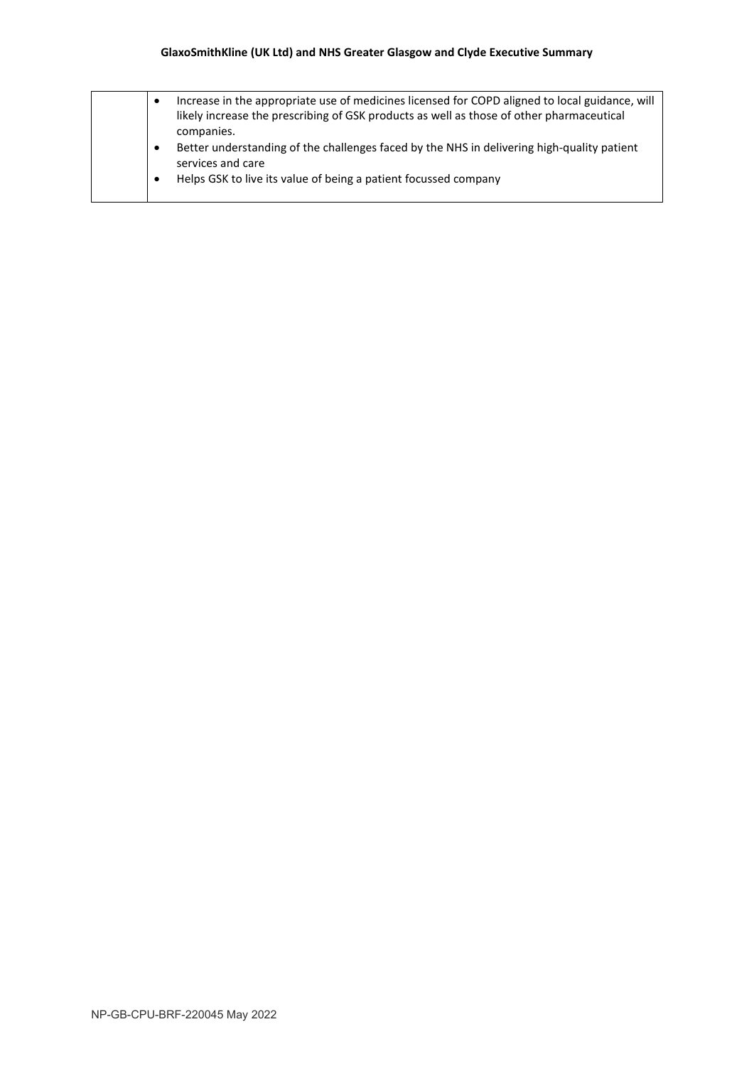| | |
|---|---|
| | • Increase in the appropriate use of medicines licensed for COPD aligned to local guidance, will likely increase the prescribing of GSK products as well as those of other pharmaceutical companies.<br>• Better understanding of the challenges faced by the NHS in delivering high-quality patient services and care<br>• Helps GSK to live its value of being a patient focussed company |

NP-GB-CPU-BRF-220045 May 2022